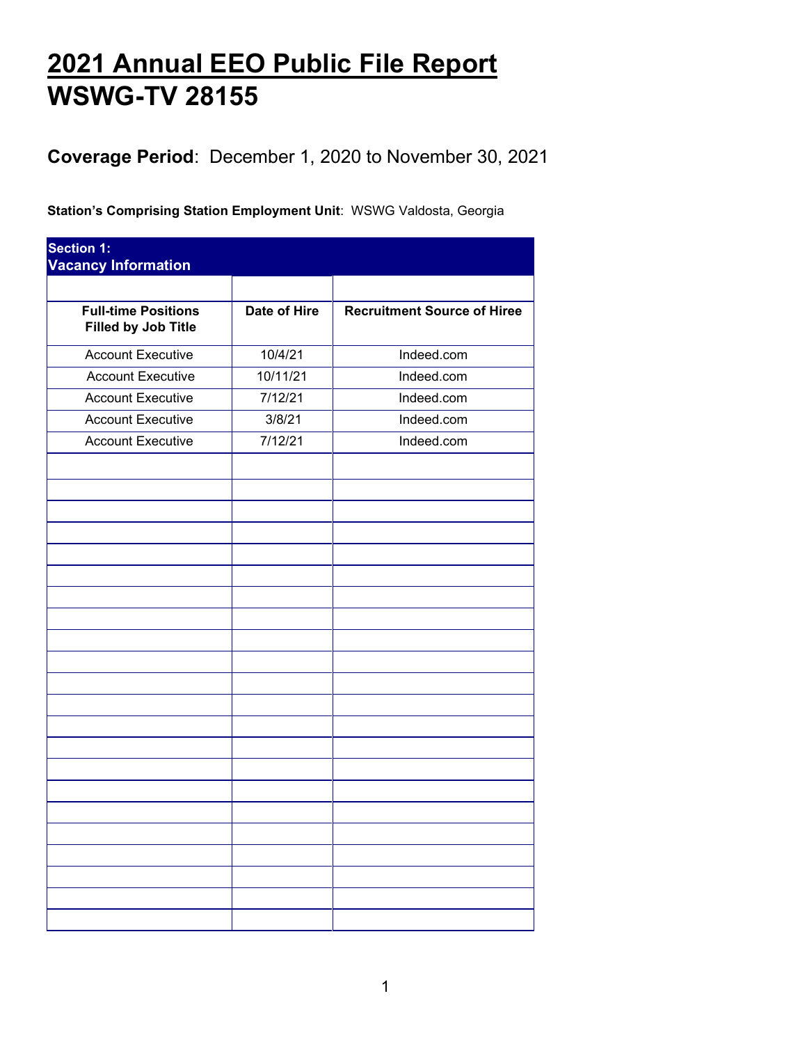# 2021 Annual EEO Public File Report
# WSWG-TV 28155

**Coverage Period**: December 1, 2020 to November 30, 2021

**Station's Comprising Station Employment Unit**: WSWG Valdosta, Georgia

## Section 1: Vacancy Information

| Full-time Positions Filled by Job Title | Date of Hire | Recruitment Source of Hiree |
|---|---|---|
| Account Executive | 10/4/21 | Indeed.com |
| Account Executive | 10/11/21 | Indeed.com |
| Account Executive | 7/12/21 | Indeed.com |
| Account Executive | 3/8/21 | Indeed.com |
| Account Executive | 7/12/21 | Indeed.com |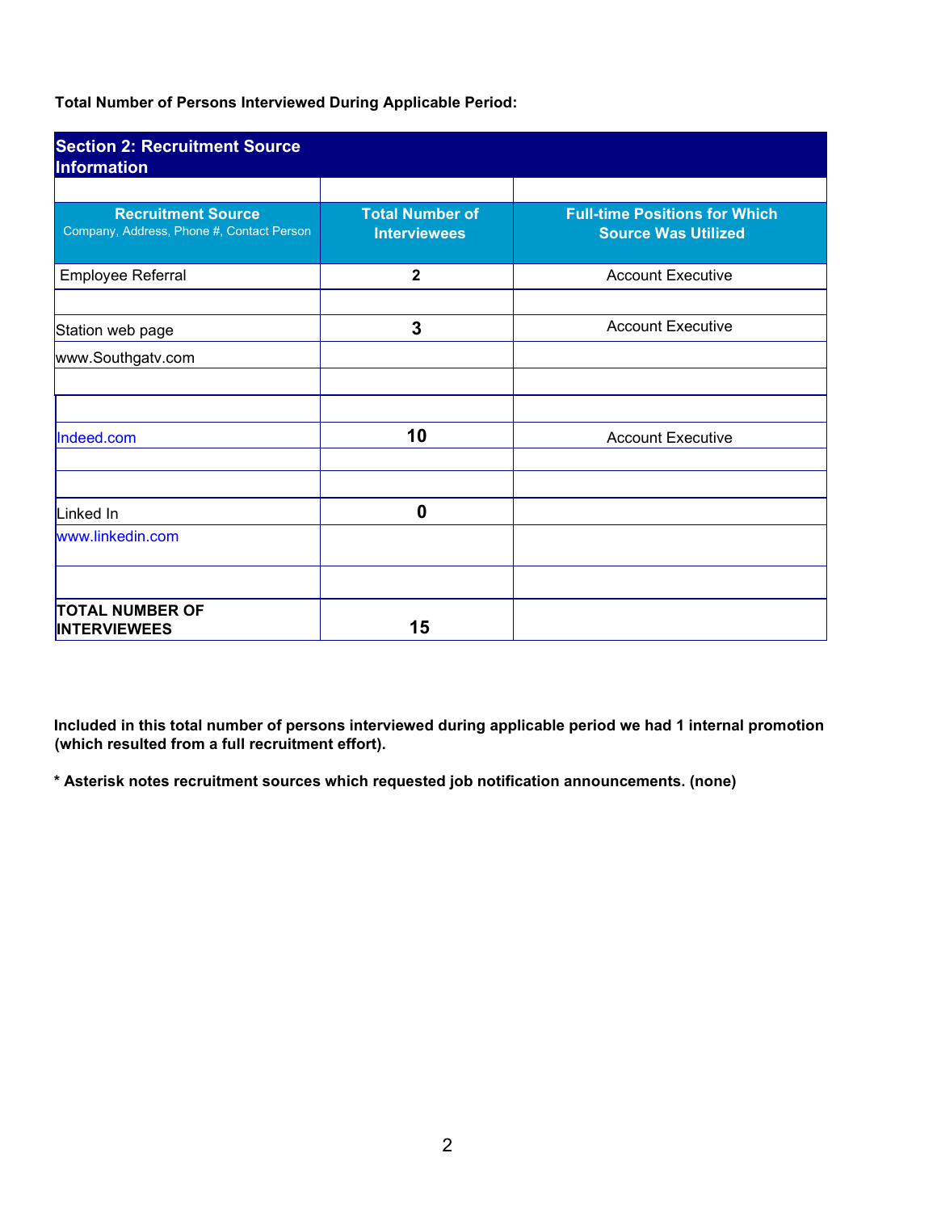**Total Number of Persons Interviewed During Applicable Period:**

| Section 2: Recruitment Source Information | | |
|---|---|---|
| **Recruitment Source** Company, Address, Phone #, Contact Person | **Total Number of Interviewees** | **Full-time Positions for Which Source Was Utilized** |
| Employee Referral | **2** | Account Executive |
| | | |
| Station web page | **3** | Account Executive |
| www.Southgatv.com | | |
| | | |
| | | |
| Indeed.com | **10** | Account Executive |
| | | |
| | | |
| Linked In | **0** | |
| www.linkedin.com | | |
| | | |
| **TOTAL NUMBER OF INTERVIEWEES** | **15** | |

**Included in this total number of persons interviewed during applicable period we had 1 internal promotion (which resulted from a full recruitment effort).**

**\* Asterisk notes recruitment sources which requested job notification announcements. (none)**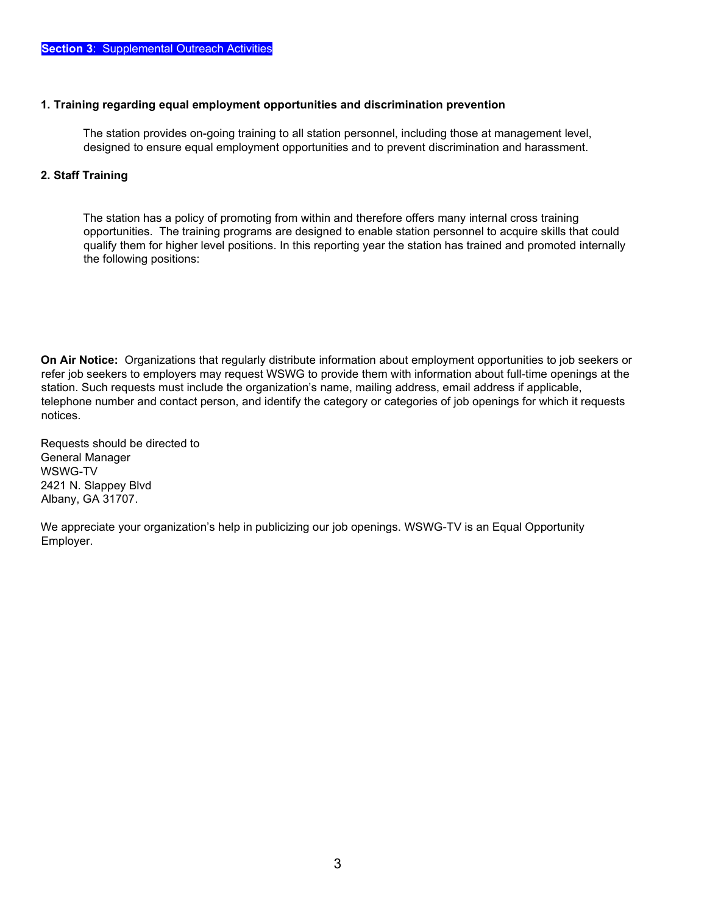**Section 3**: Supplemental Outreach Activities

**1. Training regarding equal employment opportunities and discrimination prevention**

The station provides on-going training to all station personnel, including those at management level, designed to ensure equal employment opportunities and to prevent discrimination and harassment.

**2. Staff Training**

The station has a policy of promoting from within and therefore offers many internal cross training opportunities. The training programs are designed to enable station personnel to acquire skills that could qualify them for higher level positions. In this reporting year the station has trained and promoted internally the following positions:

**On Air Notice:** Organizations that regularly distribute information about employment opportunities to job seekers or refer job seekers to employers may request WSWG to provide them with information about full-time openings at the station. Such requests must include the organization's name, mailing address, email address if applicable, telephone number and contact person, and identify the category or categories of job openings for which it requests notices.

Requests should be directed to
General Manager
WSWG-TV
2421 N. Slappey Blvd
Albany, GA 31707.

We appreciate your organization's help in publicizing our job openings. WSWG-TV is an Equal Opportunity Employer.